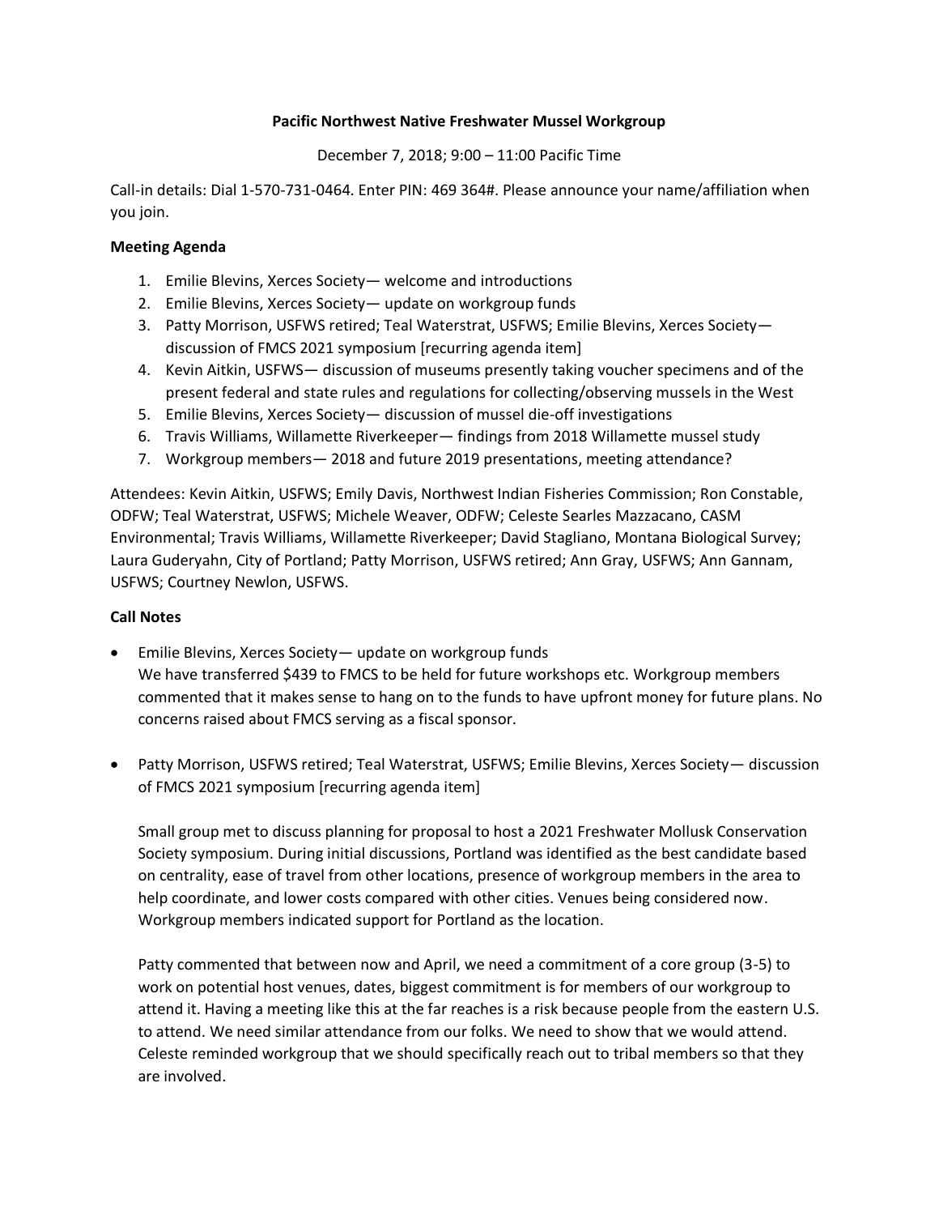**Pacific Northwest Native Freshwater Mussel Workgroup**

December 7, 2018; 9:00 – 11:00 Pacific Time

Call-in details: Dial 1-570-731-0464. Enter PIN: 469 364#. Please announce your name/affiliation when you join.

**Meeting Agenda**

1. Emilie Blevins, Xerces Society— welcome and introductions
2. Emilie Blevins, Xerces Society— update on workgroup funds
3. Patty Morrison, USFWS retired; Teal Waterstrat, USFWS; Emilie Blevins, Xerces Society— discussion of FMCS 2021 symposium [recurring agenda item]
4. Kevin Aitkin, USFWS— discussion of museums presently taking voucher specimens and of the present federal and state rules and regulations for collecting/observing mussels in the West
5. Emilie Blevins, Xerces Society— discussion of mussel die-off investigations
6. Travis Williams, Willamette Riverkeeper— findings from 2018 Willamette mussel study
7. Workgroup members— 2018 and future 2019 presentations, meeting attendance?

Attendees: Kevin Aitkin, USFWS; Emily Davis, Northwest Indian Fisheries Commission; Ron Constable, ODFW; Teal Waterstrat, USFWS; Michele Weaver, ODFW; Celeste Searles Mazzacano, CASM Environmental; Travis Williams, Willamette Riverkeeper; David Stagliano, Montana Biological Survey; Laura Guderyahn, City of Portland; Patty Morrison, USFWS retired; Ann Gray, USFWS; Ann Gannam, USFWS; Courtney Newlon, USFWS.

**Call Notes**

- Emilie Blevins, Xerces Society— update on workgroup funds
  We have transferred $439 to FMCS to be held for future workshops etc. Workgroup members commented that it makes sense to hang on to the funds to have upfront money for future plans. No concerns raised about FMCS serving as a fiscal sponsor.

- Patty Morrison, USFWS retired; Teal Waterstrat, USFWS; Emilie Blevins, Xerces Society— discussion of FMCS 2021 symposium [recurring agenda item]

  Small group met to discuss planning for proposal to host a 2021 Freshwater Mollusk Conservation Society symposium. During initial discussions, Portland was identified as the best candidate based on centrality, ease of travel from other locations, presence of workgroup members in the area to help coordinate, and lower costs compared with other cities. Venues being considered now. Workgroup members indicated support for Portland as the location.

  Patty commented that between now and April, we need a commitment of a core group (3-5) to work on potential host venues, dates, biggest commitment is for members of our workgroup to attend it. Having a meeting like this at the far reaches is a risk because people from the eastern U.S. to attend. We need similar attendance from our folks. We need to show that we would attend. Celeste reminded workgroup that we should specifically reach out to tribal members so that they are involved.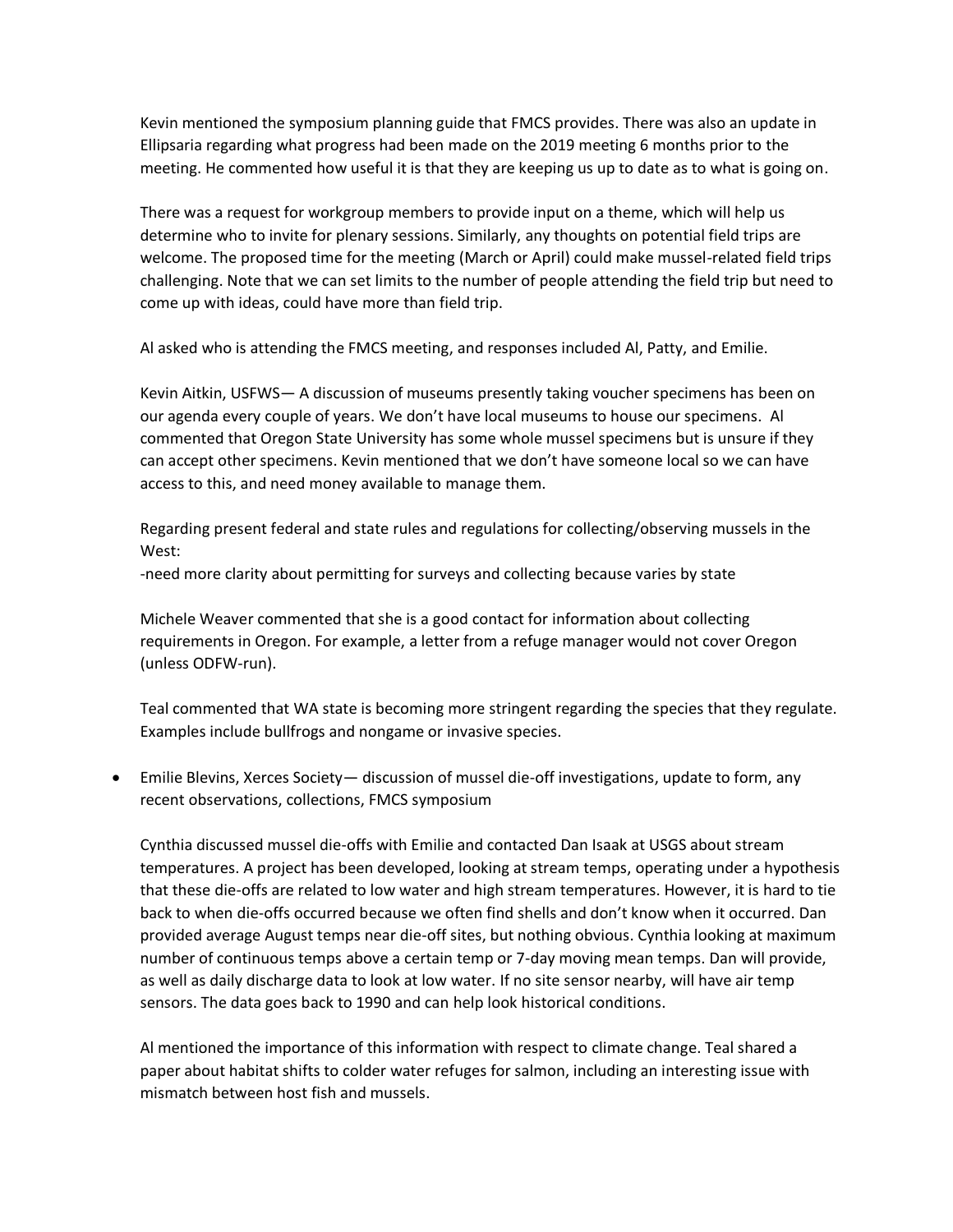Kevin mentioned the symposium planning guide that FMCS provides. There was also an update in Ellipsaria regarding what progress had been made on the 2019 meeting 6 months prior to the meeting. He commented how useful it is that they are keeping us up to date as to what is going on.

There was a request for workgroup members to provide input on a theme, which will help us determine who to invite for plenary sessions. Similarly, any thoughts on potential field trips are welcome. The proposed time for the meeting (March or April) could make mussel-related field trips challenging. Note that we can set limits to the number of people attending the field trip but need to come up with ideas, could have more than field trip.

Al asked who is attending the FMCS meeting, and responses included Al, Patty, and Emilie.

Kevin Aitkin, USFWS— A discussion of museums presently taking voucher specimens has been on our agenda every couple of years. We don't have local museums to house our specimens. Al commented that Oregon State University has some whole mussel specimens but is unsure if they can accept other specimens. Kevin mentioned that we don't have someone local so we can have access to this, and need money available to manage them.

Regarding present federal and state rules and regulations for collecting/observing mussels in the West:
-need more clarity about permitting for surveys and collecting because varies by state

Michele Weaver commented that she is a good contact for information about collecting requirements in Oregon. For example, a letter from a refuge manager would not cover Oregon (unless ODFW-run).

Teal commented that WA state is becoming more stringent regarding the species that they regulate. Examples include bullfrogs and nongame or invasive species.

- Emilie Blevins, Xerces Society— discussion of mussel die-off investigations, update to form, any recent observations, collections, FMCS symposium

Cynthia discussed mussel die-offs with Emilie and contacted Dan Isaak at USGS about stream temperatures. A project has been developed, looking at stream temps, operating under a hypothesis that these die-offs are related to low water and high stream temperatures. However, it is hard to tie back to when die-offs occurred because we often find shells and don't know when it occurred. Dan provided average August temps near die-off sites, but nothing obvious. Cynthia looking at maximum number of continuous temps above a certain temp or 7-day moving mean temps. Dan will provide, as well as daily discharge data to look at low water. If no site sensor nearby, will have air temp sensors. The data goes back to 1990 and can help look historical conditions.

Al mentioned the importance of this information with respect to climate change. Teal shared a paper about habitat shifts to colder water refuges for salmon, including an interesting issue with mismatch between host fish and mussels.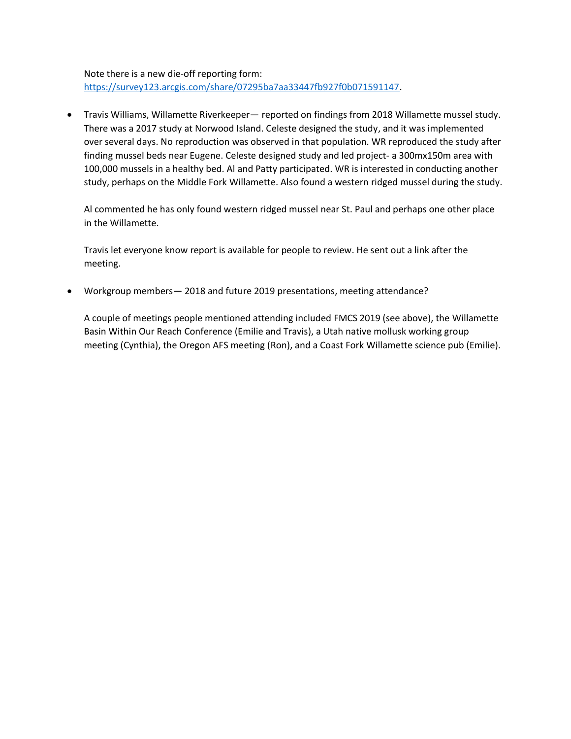Note there is a new die-off reporting form: https://survey123.arcgis.com/share/07295ba7aa33447fb927f0b071591147.

- Travis Williams, Willamette Riverkeeper— reported on findings from 2018 Willamette mussel study. There was a 2017 study at Norwood Island. Celeste designed the study, and it was implemented over several days. No reproduction was observed in that population. WR reproduced the study after finding mussel beds near Eugene. Celeste designed study and led project- a 300mx150m area with 100,000 mussels in a healthy bed. Al and Patty participated. WR is interested in conducting another study, perhaps on the Middle Fork Willamette. Also found a western ridged mussel during the study.

  Al commented he has only found western ridged mussel near St. Paul and perhaps one other place in the Willamette.

  Travis let everyone know report is available for people to review. He sent out a link after the meeting.

- Workgroup members— 2018 and future 2019 presentations, meeting attendance?

  A couple of meetings people mentioned attending included FMCS 2019 (see above), the Willamette Basin Within Our Reach Conference (Emilie and Travis), a Utah native mollusk working group meeting (Cynthia), the Oregon AFS meeting (Ron), and a Coast Fork Willamette science pub (Emilie).